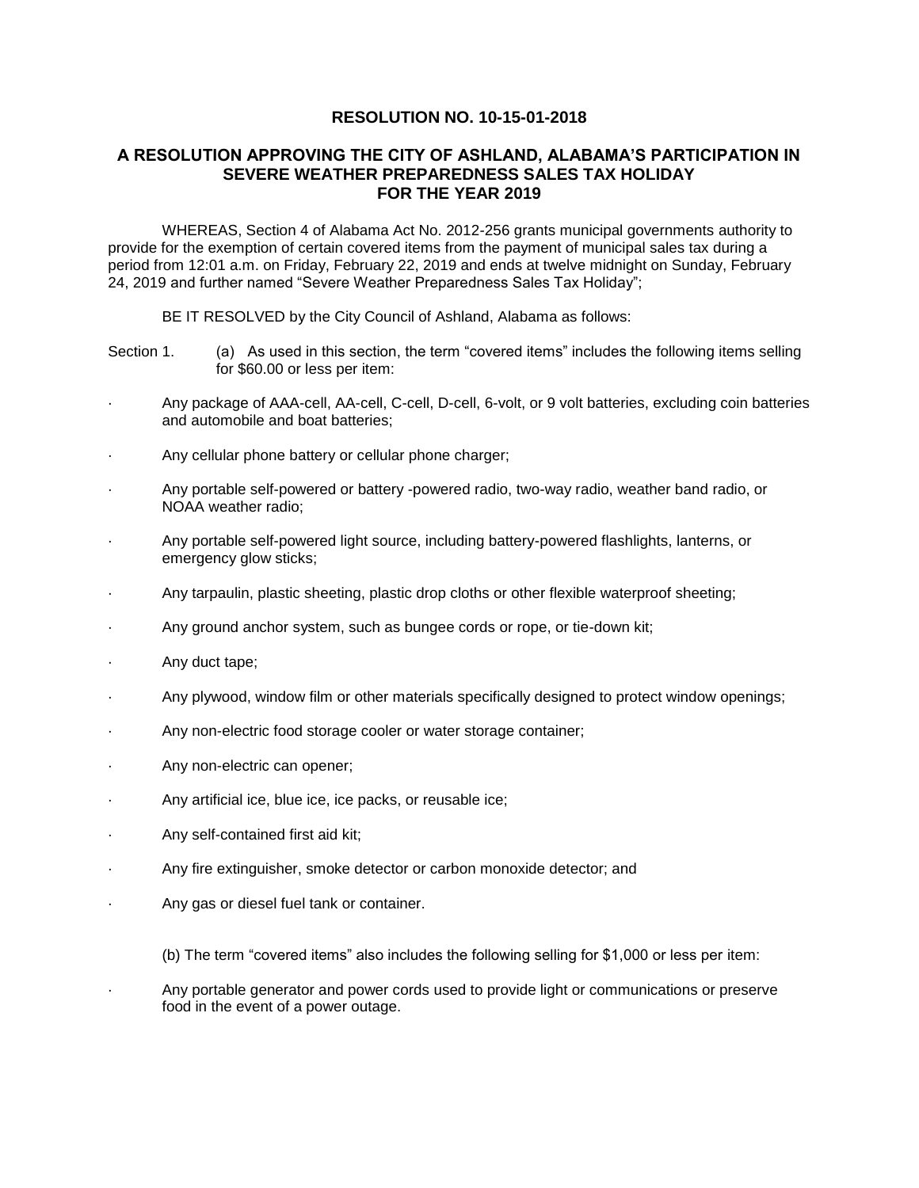# RESOLUTION NO. 10-15-01-2018

## A RESOLUTION APPROVING THE CITY OF ASHLAND, ALABAMA'S PARTICIPATION IN SEVERE WEATHER PREPAREDNESS SALES TAX HOLIDAY FOR THE YEAR 2019

WHEREAS, Section 4 of Alabama Act No. 2012-256 grants municipal governments authority to provide for the exemption of certain covered items from the payment of municipal sales tax during a period from 12:01 a.m. on Friday, February 22, 2019 and ends at twelve midnight on Sunday, February 24, 2019 and further named "Severe Weather Preparedness Sales Tax Holiday";

BE IT RESOLVED by the City Council of Ashland, Alabama as follows:

Section 1. (a) As used in this section, the term "covered items" includes the following items selling for $60.00 or less per item:

- Any package of AAA-cell, AA-cell, C-cell, D-cell, 6-volt, or 9 volt batteries, excluding coin batteries and automobile and boat batteries;
- Any cellular phone battery or cellular phone charger;
- Any portable self-powered or battery -powered radio, two-way radio, weather band radio, or NOAA weather radio;
- Any portable self-powered light source, including battery-powered flashlights, lanterns, or emergency glow sticks;
- Any tarpaulin, plastic sheeting, plastic drop cloths or other flexible waterproof sheeting;
- Any ground anchor system, such as bungee cords or rope, or tie-down kit;
- Any duct tape;
- Any plywood, window film or other materials specifically designed to protect window openings;
- Any non-electric food storage cooler or water storage container;
- Any non-electric can opener;
- Any artificial ice, blue ice, ice packs, or reusable ice;
- Any self-contained first aid kit;
- Any fire extinguisher, smoke detector or carbon monoxide detector; and
- Any gas or diesel fuel tank or container.

(b) The term "covered items" also includes the following selling for $1,000 or less per item:

- Any portable generator and power cords used to provide light or communications or preserve food in the event of a power outage.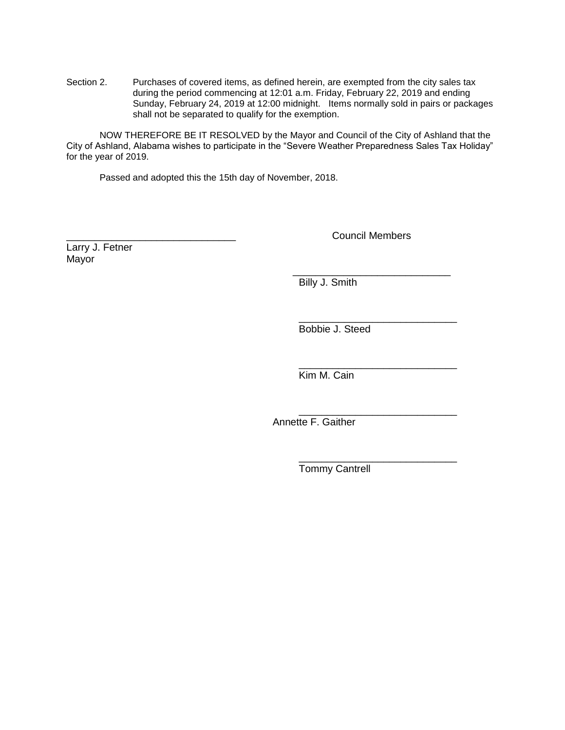Section 2. Purchases of covered items, as defined herein, are exempted from the city sales tax during the period commencing at 12:01 a.m. Friday, February 22, 2019 and ending Sunday, February 24, 2019 at 12:00 midnight. Items normally sold in pairs or packages shall not be separated to qualify for the exemption.

NOW THEREFORE BE IT RESOLVED by the Mayor and Council of the City of Ashland that the City of Ashland, Alabama wishes to participate in the "Severe Weather Preparedness Sales Tax Holiday" for the year of 2019.

Passed and adopted this the 15th day of November, 2018.

______________________________
Larry J. Fetner
Mayor

Council Members

______________________________
Billy J. Smith

______________________________
Bobbie J. Steed

______________________________
Kim M. Cain

______________________________
Annette F. Gaither

______________________________
Tommy Cantrell